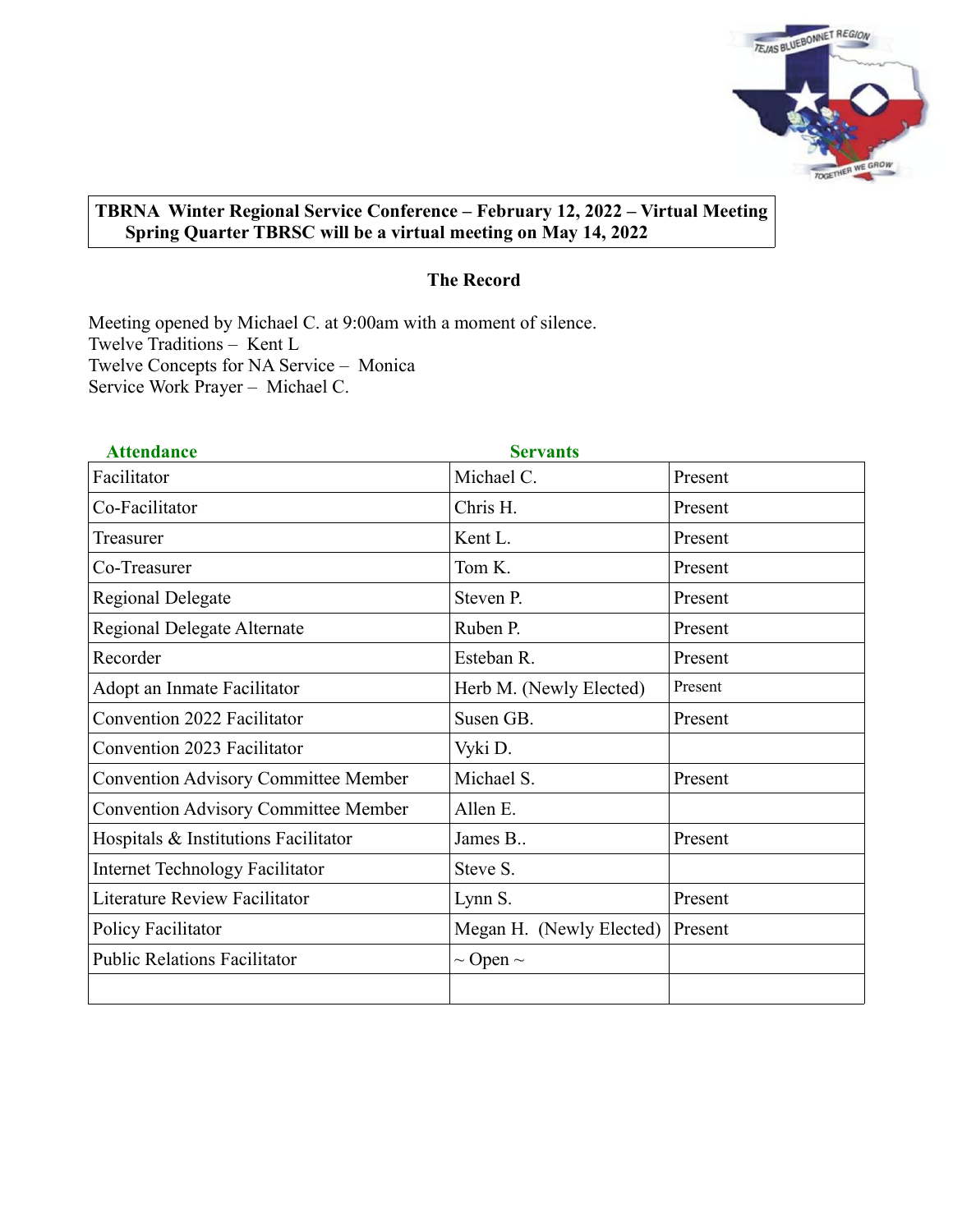**TBRNA Winter Regional Service Conference – February 12, 2022 – Virtual Meeting**
**Spring Quarter TBRSC will be a virtual meeting on May 14, 2022**

## The Record

Meeting opened by Michael C. at 9:00am with a moment of silence.
Twelve Traditions – Kent L
Twelve Concepts for NA Service – Monica
Service Work Prayer – Michael C.

| Attendance | Servants | |
|---|---|---|
| Facilitator | Michael C. | Present |
| Co-Facilitator | Chris H. | Present |
| Treasurer | Kent L. | Present |
| Co-Treasurer | Tom K. | Present |
| Regional Delegate | Steven P. | Present |
| Regional Delegate Alternate | Ruben P. | Present |
| Recorder | Esteban R. | Present |
| Adopt an Inmate Facilitator | Herb M. (Newly Elected) | Present |
| Convention 2022 Facilitator | Susen GB. | Present |
| Convention 2023 Facilitator | Vyki D. | |
| Convention Advisory Committee Member | Michael S. | Present |
| Convention Advisory Committee Member | Allen E. | |
| Hospitals & Institutions Facilitator | James B.. | Present |
| Internet Technology Facilitator | Steve S. | |
| Literature Review Facilitator | Lynn S. | Present |
| Policy Facilitator | Megan H. (Newly Elected) | Present |
| Public Relations Facilitator | ~ Open ~ | |
| | | |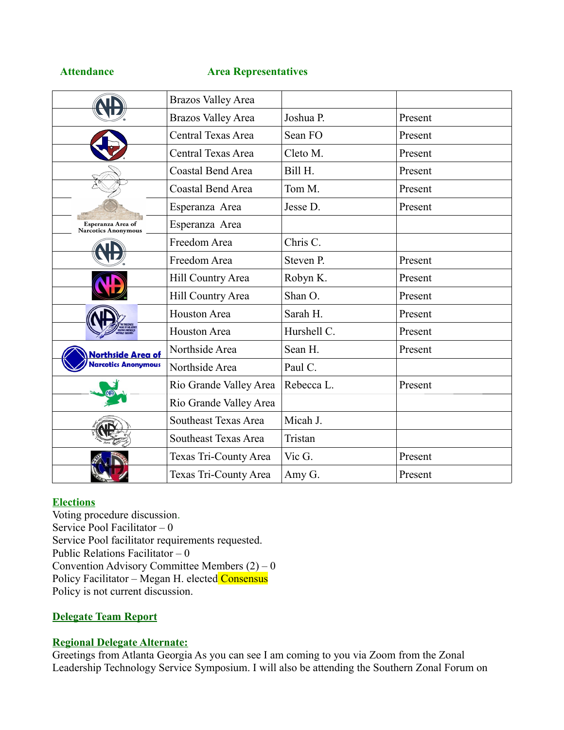**Attendance** **Area Representatives**

| | | | |
|---|---|---|---|
| | Brazos Valley Area | | |
| | Brazos Valley Area | Joshua P. | Present |
| | Central Texas Area | Sean FO | Present |
| | Central Texas Area | Cleto M. | Present |
| | Coastal Bend Area | Bill H. | Present |
| | Coastal Bend Area | Tom M. | Present |
| | Esperanza Area | Jesse D. | Present |
| Esperanza Area of Narcotics Anonymous | Esperanza Area | | |
| | Freedom Area | Chris C. | |
| | Freedom Area | Steven P. | Present |
| | Hill Country Area | Robyn K. | Present |
| | Hill Country Area | Shan O. | Present |
| | Houston Area | Sarah H. | Present |
| | Houston Area | Hurshell C. | Present |
| Northside Area of Narcotics Anonymous | Northside Area | Sean H. | Present |
| | Northside Area | Paul C. | |
| | Rio Grande Valley Area | Rebecca L. | Present |
| | Rio Grande Valley Area | | |
| | Southeast Texas Area | Micah J. | |
| | Southeast Texas Area | Tristan | |
| | Texas Tri-County Area | Vic G. | Present |
| | Texas Tri-County Area | Amy G. | Present |

## Elections

Voting procedure discussion.
Service Pool Facilitator – 0
Service Pool facilitator requirements requested.
Public Relations Facilitator – 0
Convention Advisory Committee Members (2) – 0
Policy Facilitator – Megan H. elected Consensus
Policy is not current discussion.

## Delegate Team Report

## Regional Delegate Alternate:

Greetings from Atlanta Georgia As you can see I am coming to you via Zoom from the Zonal Leadership Technology Service Symposium. I will also be attending the Southern Zonal Forum on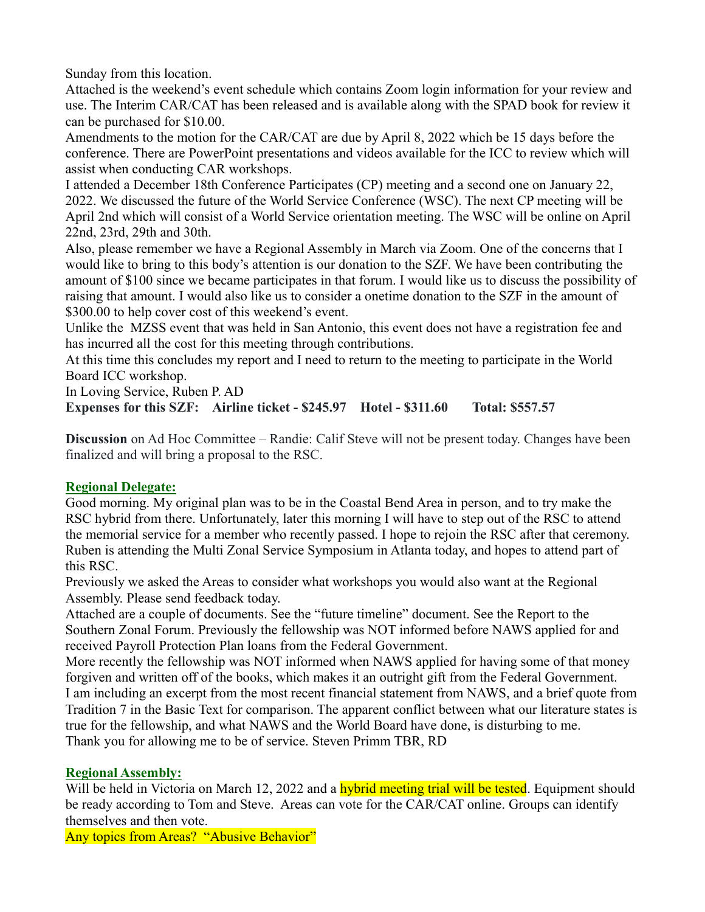Sunday from this location.

Attached is the weekend's event schedule which contains Zoom login information for your review and use. The Interim CAR/CAT has been released and is available along with the SPAD book for review it can be purchased for $10.00.

Amendments to the motion for the CAR/CAT are due by April 8, 2022 which be 15 days before the conference. There are PowerPoint presentations and videos available for the ICC to review which will assist when conducting CAR workshops.

I attended a December 18th Conference Participates (CP) meeting and a second one on January 22, 2022. We discussed the future of the World Service Conference (WSC). The next CP meeting will be April 2nd which will consist of a World Service orientation meeting. The WSC will be online on April 22nd, 23rd, 29th and 30th.

Also, please remember we have a Regional Assembly in March via Zoom. One of the concerns that I would like to bring to this body's attention is our donation to the SZF. We have been contributing the amount of $100 since we became participates in that forum. I would like us to discuss the possibility of raising that amount. I would also like us to consider a onetime donation to the SZF in the amount of $300.00 to help cover cost of this weekend's event.

Unlike the MZSS event that was held in San Antonio, this event does not have a registration fee and has incurred all the cost for this meeting through contributions.

At this time this concludes my report and I need to return to the meeting to participate in the World Board ICC workshop.

In Loving Service, Ruben P. AD

**Expenses for this SZF: Airline ticket - $245.97 Hotel - $311.60 Total: $557.57**

**Discussion** on Ad Hoc Committee – Randie: Calif Steve will not be present today. Changes have been finalized and will bring a proposal to the RSC.

## Regional Delegate:

Good morning. My original plan was to be in the Coastal Bend Area in person, and to try make the RSC hybrid from there. Unfortunately, later this morning I will have to step out of the RSC to attend the memorial service for a member who recently passed. I hope to rejoin the RSC after that ceremony. Ruben is attending the Multi Zonal Service Symposium in Atlanta today, and hopes to attend part of this RSC.

Previously we asked the Areas to consider what workshops you would also want at the Regional Assembly. Please send feedback today.

Attached are a couple of documents. See the "future timeline" document. See the Report to the Southern Zonal Forum. Previously the fellowship was NOT informed before NAWS applied for and received Payroll Protection Plan loans from the Federal Government.

More recently the fellowship was NOT informed when NAWS applied for having some of that money forgiven and written off of the books, which makes it an outright gift from the Federal Government.

I am including an excerpt from the most recent financial statement from NAWS, and a brief quote from Tradition 7 in the Basic Text for comparison. The apparent conflict between what our literature states is true for the fellowship, and what NAWS and the World Board have done, is disturbing to me.

Thank you for allowing me to be of service. Steven Primm TBR, RD

## Regional Assembly:

Will be held in Victoria on March 12, 2022 and a hybrid meeting trial will be tested. Equipment should be ready according to Tom and Steve. Areas can vote for the CAR/CAT online. Groups can identify themselves and then vote.

Any topics from Areas? "Abusive Behavior"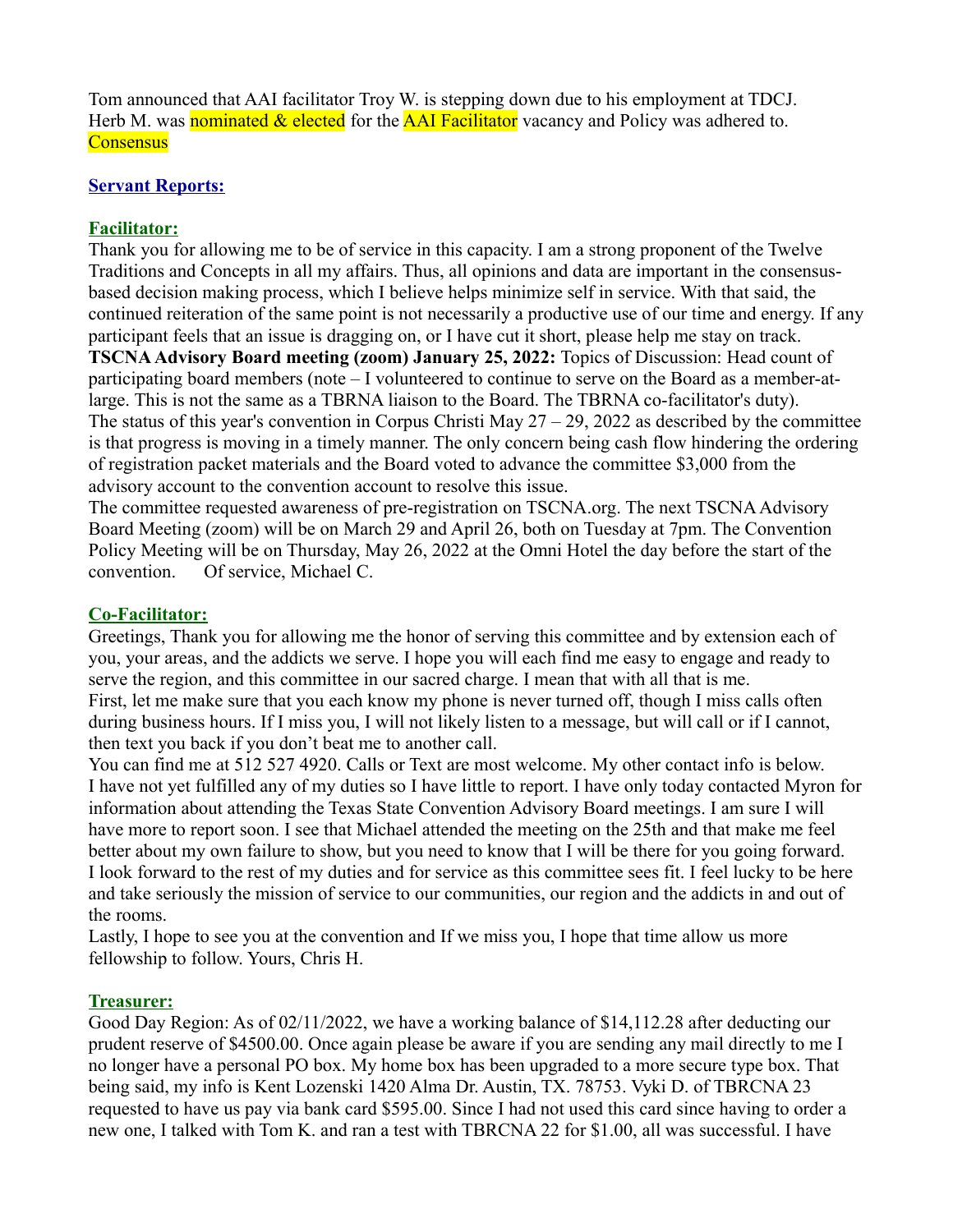Tom announced that AAI facilitator Troy W. is stepping down due to his employment at TDCJ. Herb M. was nominated & elected for the AAI Facilitator vacancy and Policy was adhered to. Consensus

## Servant Reports:

### Facilitator:

Thank you for allowing me to be of service in this capacity. I am a strong proponent of the Twelve Traditions and Concepts in all my affairs. Thus, all opinions and data are important in the consensus-based decision making process, which I believe helps minimize self in service. With that said, the continued reiteration of the same point is not necessarily a productive use of our time and energy. If any participant feels that an issue is dragging on, or I have cut it short, please help me stay on track.

**TSCNA Advisory Board meeting (zoom) January 25, 2022:** Topics of Discussion: Head count of participating board members (note – I volunteered to continue to serve on the Board as a member-at-large. This is not the same as a TBRNA liaison to the Board. The TBRNA co-facilitator's duty).

The status of this year's convention in Corpus Christi May 27 – 29, 2022 as described by the committee is that progress is moving in a timely manner. The only concern being cash flow hindering the ordering of registration packet materials and the Board voted to advance the committee $3,000 from the advisory account to the convention account to resolve this issue.

The committee requested awareness of pre-registration on TSCNA.org. The next TSCNA Advisory Board Meeting (zoom) will be on March 29 and April 26, both on Tuesday at 7pm. The Convention Policy Meeting will be on Thursday, May 26, 2022 at the Omni Hotel the day before the start of the convention. Of service, Michael C.

### Co-Facilitator:

Greetings, Thank you for allowing me the honor of serving this committee and by extension each of you, your areas, and the addicts we serve. I hope you will each find me easy to engage and ready to serve the region, and this committee in our sacred charge. I mean that with all that is me.

First, let me make sure that you each know my phone is never turned off, though I miss calls often during business hours. If I miss you, I will not likely listen to a message, but will call or if I cannot, then text you back if you don't beat me to another call.

You can find me at 512 527 4920. Calls or Text are most welcome. My other contact info is below.

I have not yet fulfilled any of my duties so I have little to report. I have only today contacted Myron for information about attending the Texas State Convention Advisory Board meetings. I am sure I will have more to report soon. I see that Michael attended the meeting on the 25th and that make me feel better about my own failure to show, but you need to know that I will be there for you going forward.

I look forward to the rest of my duties and for service as this committee sees fit. I feel lucky to be here and take seriously the mission of service to our communities, our region and the addicts in and out of the rooms.

Lastly, I hope to see you at the convention and If we miss you, I hope that time allow us more fellowship to follow. Yours, Chris H.

### Treasurer:

Good Day Region: As of 02/11/2022, we have a working balance of $14,112.28 after deducting our prudent reserve of $4500.00. Once again please be aware if you are sending any mail directly to me I no longer have a personal PO box. My home box has been upgraded to a more secure type box. That being said, my info is Kent Lozenski 1420 Alma Dr. Austin, TX. 78753. Vyki D. of TBRCNA 23 requested to have us pay via bank card $595.00. Since I had not used this card since having to order a new one, I talked with Tom K. and ran a test with TBRCNA 22 for $1.00, all was successful. I have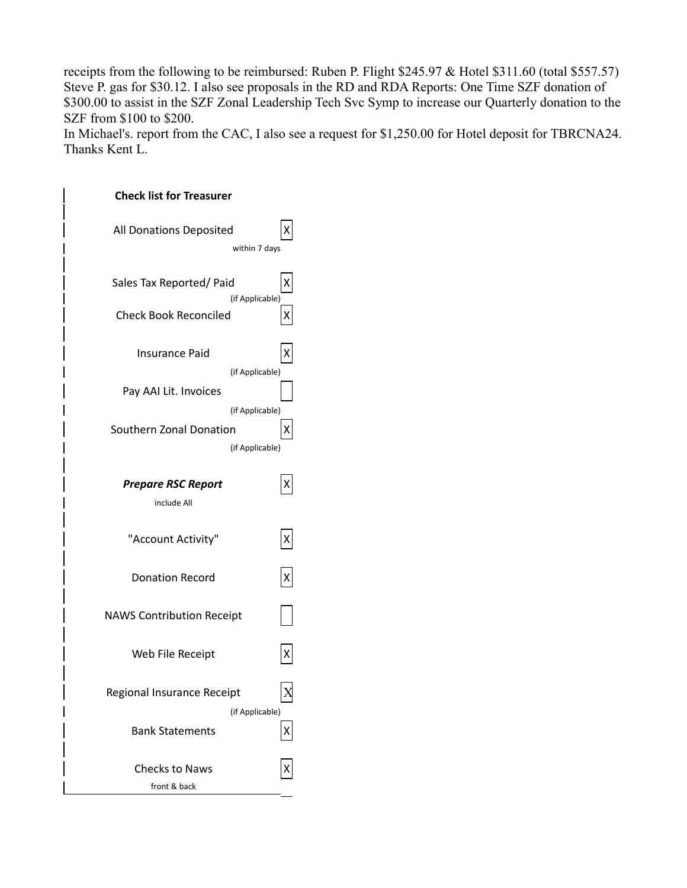receipts from the following to be reimbursed: Ruben P. Flight $245.97 & Hotel $311.60 (total $557.57) Steve P. gas for $30.12. I also see proposals in the RD and RDA Reports: One Time SZF donation of $300.00 to assist in the SZF Zonal Leadership Tech Svc Symp to increase our Quarterly donation to the SZF from $100 to $200.

In Michael's. report from the CAC, I also see a request for $1,250.00 for Hotel deposit for TBRCNA24. Thanks Kent L.

**Check list for Treasurer**

| Item | Done |
|---|---|
| All Donations Deposited (within 7 days) | X |
| Sales Tax Reported/ Paid (if Applicable) | X |
| Check Book Reconciled | X |
| Insurance Paid (if Applicable) | X |
| Pay AAI Lit. Invoices (if Applicable) | |
| Southern Zonal Donation (if Applicable) | X |
| ***Prepare RSC Report*** (include All) | X |
| "Account Activity" | X |
| Donation Record | X |
| NAWS Contribution Receipt | |
| Web File Receipt | X |
| Regional Insurance Receipt (if Applicable) | X |
| Bank Statements | X |
| Checks to Naws (front & back) | X |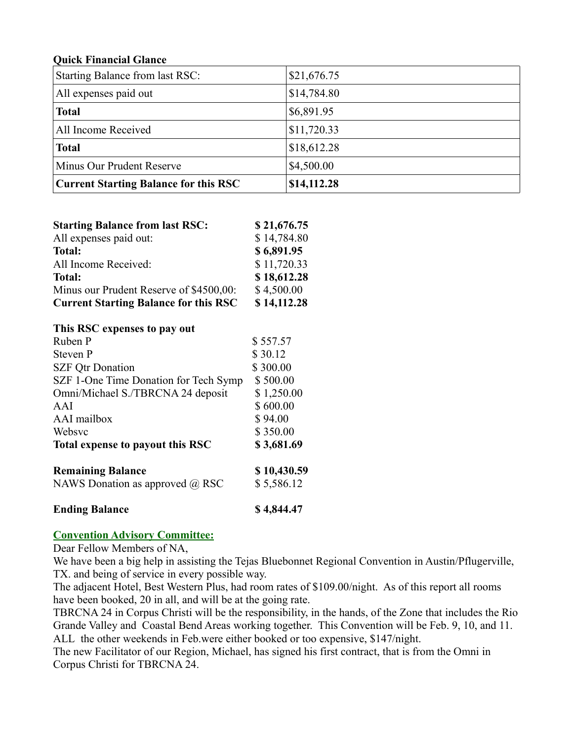**Quick Financial Glance**

| Starting Balance from last RSC: | $21,676.75 |
|---|---|
| All expenses paid out | $14,784.80 |
| **Total** | $6,891.95 |
| All Income Received | $11,720.33 |
| **Total** | $18,612.28 |
| Minus Our Prudent Reserve | $4,500.00 |
| **Current Starting Balance for this RSC** | **$14,112.28** |

| | |
|---|---|
| **Starting Balance from last RSC:** | **$ 21,676.75** |
| All expenses paid out: | $ 14,784.80 |
| **Total:** | **$ 6,891.95** |
| All Income Received: | $ 11,720.33 |
| **Total:** | **$ 18,612.28** |
| Minus our Prudent Reserve of $4500,00: | $ 4,500.00 |
| **Current Starting Balance for this RSC** | **$ 14,112.28** |

**This RSC expenses to pay out**

| | |
|---|---|
| Ruben P | $ 557.57 |
| Steven P | $ 30.12 |
| SZF Qtr Donation | $ 300.00 |
| SZF 1-One Time Donation for Tech Symp | $ 500.00 |
| Omni/Michael S./TBRCNA 24 deposit | $ 1,250.00 |
| AAI | $ 600.00 |
| AAI mailbox | $ 94.00 |
| Websvc | $ 350.00 |
| **Total expense to payout this RSC** | **$ 3,681.69** |
| **Remaining Balance** | **$ 10,430.59** |
| NAWS Donation as approved @ RSC | $ 5,586.12 |
| **Ending Balance** | **$ 4,844.47** |

**Convention Advisory Committee:**

Dear Fellow Members of NA,

We have been a big help in assisting the Tejas Bluebonnet Regional Convention in Austin/Pflugerville, TX. and being of service in every possible way.

The adjacent Hotel, Best Western Plus, had room rates of $109.00/night. As of this report all rooms have been booked, 20 in all, and will be at the going rate.

TBRCNA 24 in Corpus Christi will be the responsibility, in the hands, of the Zone that includes the Rio Grande Valley and Coastal Bend Areas working together. This Convention will be Feb. 9, 10, and 11. ALL the other weekends in Feb.were either booked or too expensive, $147/night.

The new Facilitator of our Region, Michael, has signed his first contract, that is from the Omni in Corpus Christi for TBRCNA 24.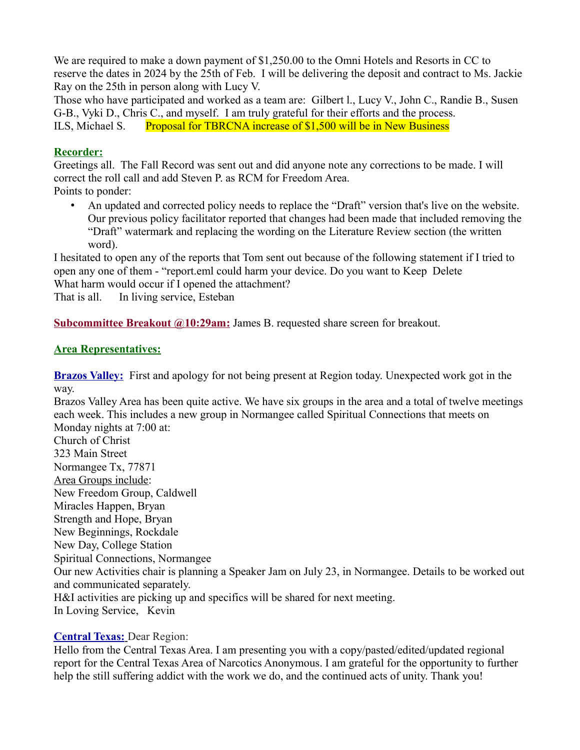We are required to make a down payment of $1,250.00 to the Omni Hotels and Resorts in CC to reserve the dates in 2024 by the 25th of Feb. I will be delivering the deposit and contract to Ms. Jackie Ray on the 25th in person along with Lucy V.
Those who have participated and worked as a team are: Gilbert l., Lucy V., John C., Randie B., Susen G-B., Vyki D., Chris C., and myself. I am truly grateful for their efforts and the process.
ILS, Michael S. Proposal for TBRCNA increase of $1,500 will be in New Business

**Recorder:**
Greetings all. The Fall Record was sent out and did anyone note any corrections to be made. I will correct the roll call and add Steven P. as RCM for Freedom Area.
Points to ponder:

- An updated and corrected policy needs to replace the "Draft" version that's live on the website. Our previous policy facilitator reported that changes had been made that included removing the "Draft" watermark and replacing the wording on the Literature Review section (the written word).

I hesitated to open any of the reports that Tom sent out because of the following statement if I tried to open any one of them - "report.eml could harm your device. Do you want to Keep Delete
What harm would occur if I opened the attachment?
That is all. In living service, Esteban

**Subcommittee Breakout @10:29am:** James B. requested share screen for breakout.

**Area Representatives:**

**Brazos Valley:** First and apology for not being present at Region today. Unexpected work got in the way.
Brazos Valley Area has been quite active. We have six groups in the area and a total of twelve meetings each week. This includes a new group in Normangee called Spiritual Connections that meets on Monday nights at 7:00 at:
Church of Christ
323 Main Street
Normangee Tx, 77871
Area Groups include:
New Freedom Group, Caldwell
Miracles Happen, Bryan
Strength and Hope, Bryan
New Beginnings, Rockdale
New Day, College Station
Spiritual Connections, Normangee
Our new Activities chair is planning a Speaker Jam on July 23, in Normangee. Details to be worked out and communicated separately.
H&I activities are picking up and specifics will be shared for next meeting.
In Loving Service, Kevin

**Central Texas:** Dear Region:
Hello from the Central Texas Area. I am presenting you with a copy/pasted/edited/updated regional report for the Central Texas Area of Narcotics Anonymous. I am grateful for the opportunity to further help the still suffering addict with the work we do, and the continued acts of unity. Thank you!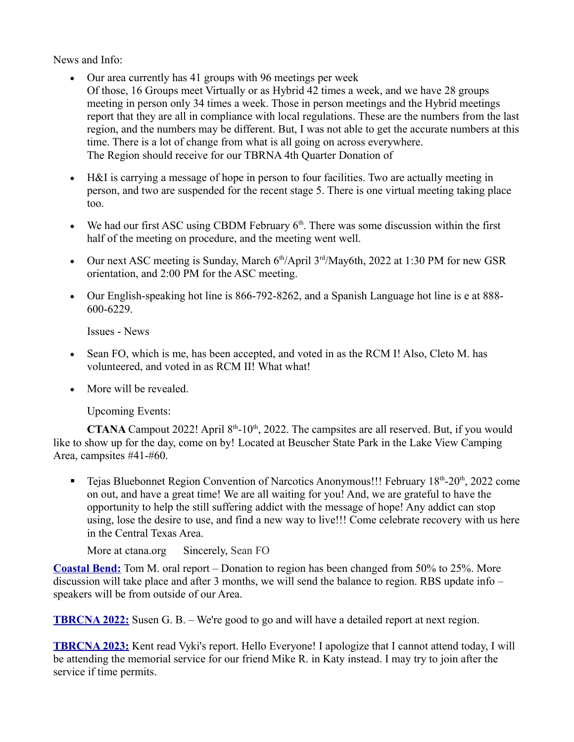News and Info:

- Our area currently has 41 groups with 96 meetings per week
  Of those, 16 Groups meet Virtually or as Hybrid 42 times a week, and we have 28 groups meeting in person only 34 times a week. Those in person meetings and the Hybrid meetings report that they are all in compliance with local regulations. These are the numbers from the last region, and the numbers may be different. But, I was not able to get the accurate numbers at this time. There is a lot of change from what is all going on across everywhere.
  The Region should receive for our TBRNA 4th Quarter Donation of
- H&I is carrying a message of hope in person to four facilities. Two are actually meeting in person, and two are suspended for the recent stage 5. There is one virtual meeting taking place too.
- We had our first ASC using CBDM February 6th. There was some discussion within the first half of the meeting on procedure, and the meeting went well.
- Our next ASC meeting is Sunday, March 6th/April 3rd/May6th, 2022 at 1:30 PM for new GSR orientation, and 2:00 PM for the ASC meeting.
- Our English-speaking hot line is 866-792-8262, and a Spanish Language hot line is e at 888-600-6229.

  Issues - News

- Sean FO, which is me, has been accepted, and voted in as the RCM I! Also, Cleto M. has volunteered, and voted in as RCM II! What what!
- More will be revealed.

  Upcoming Events:

**CTANA** Campout 2022! April 8th-10th, 2022. The campsites are all reserved. But, if you would like to show up for the day, come on by! Located at Beuscher State Park in the Lake View Camping Area, campsites #41-#60.

- Tejas Bluebonnet Region Convention of Narcotics Anonymous!!! February 18th-20th, 2022 come on out, and have a great time! We are all waiting for you! And, we are grateful to have the opportunity to help the still suffering addict with the message of hope! Any addict can stop using, lose the desire to use, and find a new way to live!!! Come celebrate recovery with us here in the Central Texas Area.

  More at ctana.org  Sincerely, Sean FO

**Coastal Bend:** Tom M. oral report – Donation to region has been changed from 50% to 25%. More discussion will take place and after 3 months, we will send the balance to region. RBS update info – speakers will be from outside of our Area.

**TBRCNA 2022:** Susen G. B. – We're good to go and will have a detailed report at next region.

**TBRCNA 2023:** Kent read Vyki's report. Hello Everyone! I apologize that I cannot attend today, I will be attending the memorial service for our friend Mike R. in Katy instead. I may try to join after the service if time permits.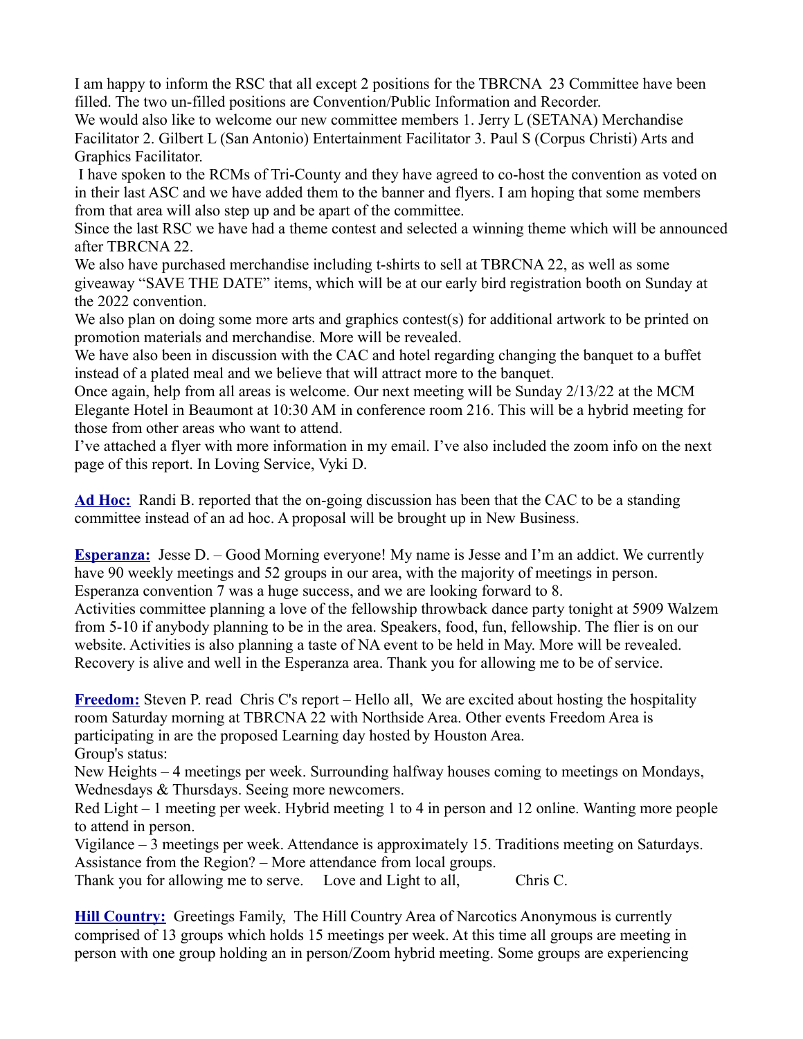I am happy to inform the RSC that all except 2 positions for the TBRCNA 23 Committee have been filled. The two un-filled positions are Convention/Public Information and Recorder.
We would also like to welcome our new committee members 1. Jerry L (SETANA) Merchandise Facilitator 2. Gilbert L (San Antonio) Entertainment Facilitator 3. Paul S (Corpus Christi) Arts and Graphics Facilitator.
I have spoken to the RCMs of Tri-County and they have agreed to co-host the convention as voted on in their last ASC and we have added them to the banner and flyers. I am hoping that some members from that area will also step up and be apart of the committee.
Since the last RSC we have had a theme contest and selected a winning theme which will be announced after TBRCNA 22.
We also have purchased merchandise including t-shirts to sell at TBRCNA 22, as well as some giveaway "SAVE THE DATE" items, which will be at our early bird registration booth on Sunday at the 2022 convention.
We also plan on doing some more arts and graphics contest(s) for additional artwork to be printed on promotion materials and merchandise. More will be revealed.
We have also been in discussion with the CAC and hotel regarding changing the banquet to a buffet instead of a plated meal and we believe that will attract more to the banquet.
Once again, help from all areas is welcome. Our next meeting will be Sunday 2/13/22 at the MCM Elegante Hotel in Beaumont at 10:30 AM in conference room 216. This will be a hybrid meeting for those from other areas who want to attend.
I've attached a flyer with more information in my email. I've also included the zoom info on the next page of this report. In Loving Service, Vyki D.

**Ad Hoc:** Randi B. reported that the on-going discussion has been that the CAC to be a standing committee instead of an ad hoc. A proposal will be brought up in New Business.

**Esperanza:** Jesse D. – Good Morning everyone! My name is Jesse and I'm an addict. We currently have 90 weekly meetings and 52 groups in our area, with the majority of meetings in person. Esperanza convention 7 was a huge success, and we are looking forward to 8.
Activities committee planning a love of the fellowship throwback dance party tonight at 5909 Walzem from 5-10 if anybody planning to be in the area. Speakers, food, fun, fellowship. The flier is on our website. Activities is also planning a taste of NA event to be held in May. More will be revealed. Recovery is alive and well in the Esperanza area. Thank you for allowing me to be of service.

**Freedom:** Steven P. read Chris C's report – Hello all, We are excited about hosting the hospitality room Saturday morning at TBRCNA 22 with Northside Area. Other events Freedom Area is participating in are the proposed Learning day hosted by Houston Area.
Group's status:
New Heights – 4 meetings per week. Surrounding halfway houses coming to meetings on Mondays, Wednesdays & Thursdays. Seeing more newcomers.
Red Light – 1 meeting per week. Hybrid meeting 1 to 4 in person and 12 online. Wanting more people to attend in person.
Vigilance – 3 meetings per week. Attendance is approximately 15. Traditions meeting on Saturdays.
Assistance from the Region? – More attendance from local groups.
Thank you for allowing me to serve. Love and Light to all, Chris C.

**Hill Country:** Greetings Family, The Hill Country Area of Narcotics Anonymous is currently comprised of 13 groups which holds 15 meetings per week. At this time all groups are meeting in person with one group holding an in person/Zoom hybrid meeting. Some groups are experiencing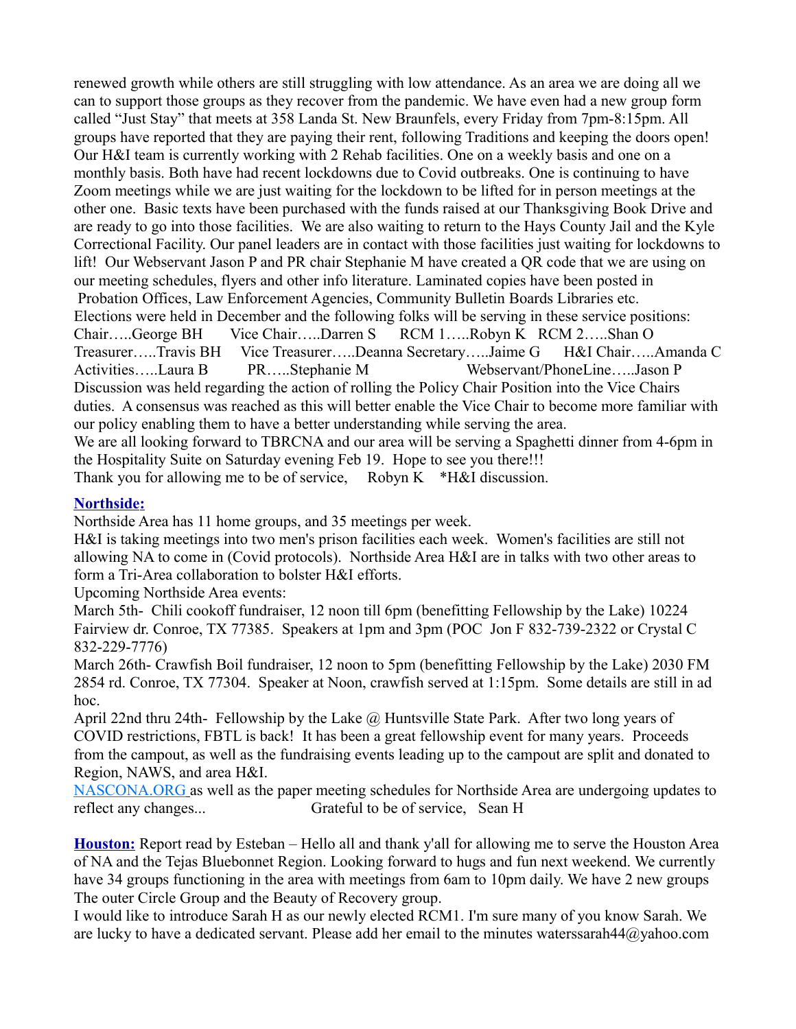renewed growth while others are still struggling with low attendance. As an area we are doing all we can to support those groups as they recover from the pandemic. We have even had a new group form called "Just Stay" that meets at 358 Landa St. New Braunfels, every Friday from 7pm-8:15pm. All groups have reported that they are paying their rent, following Traditions and keeping the doors open! Our H&I team is currently working with 2 Rehab facilities. One on a weekly basis and one on a monthly basis. Both have had recent lockdowns due to Covid outbreaks. One is continuing to have Zoom meetings while we are just waiting for the lockdown to be lifted for in person meetings at the other one. Basic texts have been purchased with the funds raised at our Thanksgiving Book Drive and are ready to go into those facilities. We are also waiting to return to the Hays County Jail and the Kyle Correctional Facility. Our panel leaders are in contact with those facilities just waiting for lockdowns to lift! Our Webservant Jason P and PR chair Stephanie M have created a QR code that we are using on our meeting schedules, flyers and other info literature. Laminated copies have been posted in Probation Offices, Law Enforcement Agencies, Community Bulletin Boards Libraries etc.

Elections were held in December and the following folks will be serving in these service positions:
Chair…..George BH Vice Chair…..Darren S RCM 1…..Robyn K RCM 2…..Shan O
Treasurer…..Travis BH Vice Treasurer…..Deanna Secretary…..Jaime G H&I Chair…..Amanda C
Activities…..Laura B PR…..Stephanie M Webservant/PhoneLine…..Jason P

Discussion was held regarding the action of rolling the Policy Chair Position into the Vice Chairs duties. A consensus was reached as this will better enable the Vice Chair to become more familiar with our policy enabling them to have a better understanding while serving the area.

We are all looking forward to TBRCNA and our area will be serving a Spaghetti dinner from 4-6pm in the Hospitality Suite on Saturday evening Feb 19. Hope to see you there!!!

Thank you for allowing me to be of service, Robyn K *H&I discussion.

**Northside:**

Northside Area has 11 home groups, and 35 meetings per week.

H&I is taking meetings into two men's prison facilities each week. Women's facilities are still not allowing NA to come in (Covid protocols). Northside Area H&I are in talks with two other areas to form a Tri-Area collaboration to bolster H&I efforts.

Upcoming Northside Area events:

March 5th- Chili cookoff fundraiser, 12 noon till 6pm (benefitting Fellowship by the Lake) 10224 Fairview dr. Conroe, TX 77385. Speakers at 1pm and 3pm (POC Jon F 832-739-2322 or Crystal C 832-229-7776)

March 26th- Crawfish Boil fundraiser, 12 noon to 5pm (benefitting Fellowship by the Lake) 2030 FM 2854 rd. Conroe, TX 77304. Speaker at Noon, crawfish served at 1:15pm. Some details are still in ad hoc.

April 22nd thru 24th- Fellowship by the Lake @ Huntsville State Park. After two long years of COVID restrictions, FBTL is back! It has been a great fellowship event for many years. Proceeds from the campout, as well as the fundraising events leading up to the campout are split and donated to Region, NAWS, and area H&I.

NASCONA.ORG as well as the paper meeting schedules for Northside Area are undergoing updates to reflect any changes... Grateful to be of service, Sean H

**Houston:** Report read by Esteban – Hello all and thank y'all for allowing me to serve the Houston Area of NA and the Tejas Bluebonnet Region. Looking forward to hugs and fun next weekend. We currently have 34 groups functioning in the area with meetings from 6am to 10pm daily. We have 2 new groups The outer Circle Group and the Beauty of Recovery group.

I would like to introduce Sarah H as our newly elected RCM1. I'm sure many of you know Sarah. We are lucky to have a dedicated servant. Please add her email to the minutes waterssarah44@yahoo.com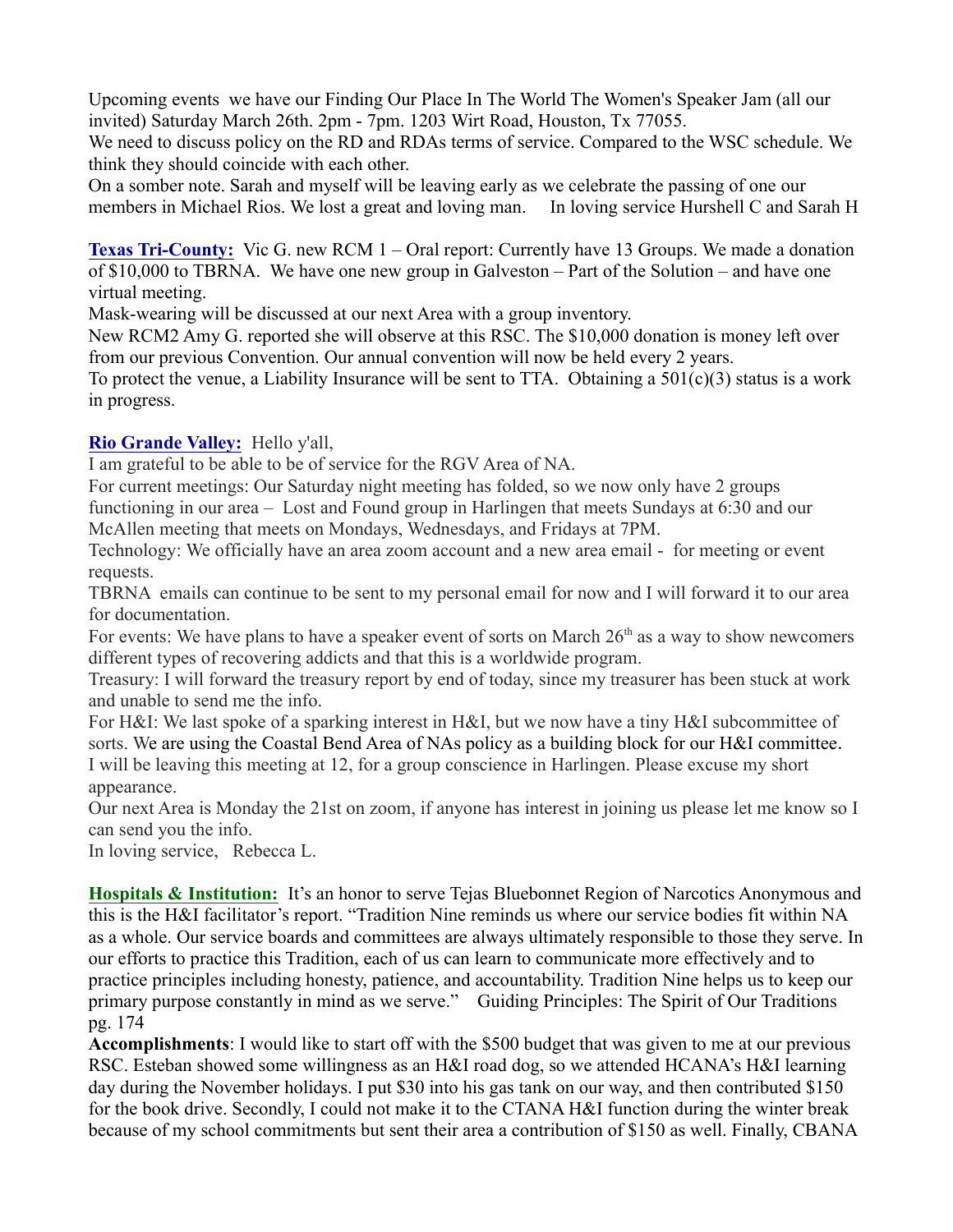Upcoming events we have our Finding Our Place In The World The Women's Speaker Jam (all our invited) Saturday March 26th. 2pm - 7pm. 1203 Wirt Road, Houston, Tx 77055.
We need to discuss policy on the RD and RDAs terms of service. Compared to the WSC schedule. We think they should coincide with each other.
On a somber note. Sarah and myself will be leaving early as we celebrate the passing of one our members in Michael Rios. We lost a great and loving man. In loving service Hurshell C and Sarah H

**Texas Tri-County:** Vic G. new RCM 1 – Oral report: Currently have 13 Groups. We made a donation of $10,000 to TBRNA. We have one new group in Galveston – Part of the Solution – and have one virtual meeting.
Mask-wearing will be discussed at our next Area with a group inventory.
New RCM2 Amy G. reported she will observe at this RSC. The $10,000 donation is money left over from our previous Convention. Our annual convention will now be held every 2 years.
To protect the venue, a Liability Insurance will be sent to TTA. Obtaining a 501(c)(3) status is a work in progress.

**Rio Grande Valley:** Hello y'all,
I am grateful to be able to be of service for the RGV Area of NA.
For current meetings: Our Saturday night meeting has folded, so we now only have 2 groups functioning in our area – Lost and Found group in Harlingen that meets Sundays at 6:30 and our McAllen meeting that meets on Mondays, Wednesdays, and Fridays at 7PM.
Technology: We officially have an area zoom account and a new area email - for meeting or event requests.
TBRNA emails can continue to be sent to my personal email for now and I will forward it to our area for documentation.
For events: We have plans to have a speaker event of sorts on March 26th as a way to show newcomers different types of recovering addicts and that this is a worldwide program.
Treasury: I will forward the treasury report by end of today, since my treasurer has been stuck at work and unable to send me the info.
For H&I: We last spoke of a sparking interest in H&I, but we now have a tiny H&I subcommittee of sorts. We are using the Coastal Bend Area of NAs policy as a building block for our H&I committee.
I will be leaving this meeting at 12, for a group conscience in Harlingen. Please excuse my short appearance.
Our next Area is Monday the 21st on zoom, if anyone has interest in joining us please let me know so I can send you the info.
In loving service, Rebecca L.

**Hospitals & Institution:** It's an honor to serve Tejas Bluebonnet Region of Narcotics Anonymous and this is the H&I facilitator's report. "Tradition Nine reminds us where our service bodies fit within NA as a whole. Our service boards and committees are always ultimately responsible to those they serve. In our efforts to practice this Tradition, each of us can learn to communicate more effectively and to practice principles including honesty, patience, and accountability. Tradition Nine helps us to keep our primary purpose constantly in mind as we serve." Guiding Principles: The Spirit of Our Traditions pg. 174
**Accomplishments**: I would like to start off with the $500 budget that was given to me at our previous RSC. Esteban showed some willingness as an H&I road dog, so we attended HCANA's H&I learning day during the November holidays. I put $30 into his gas tank on our way, and then contributed $150 for the book drive. Secondly, I could not make it to the CTANA H&I function during the winter break because of my school commitments but sent their area a contribution of $150 as well. Finally, CBANA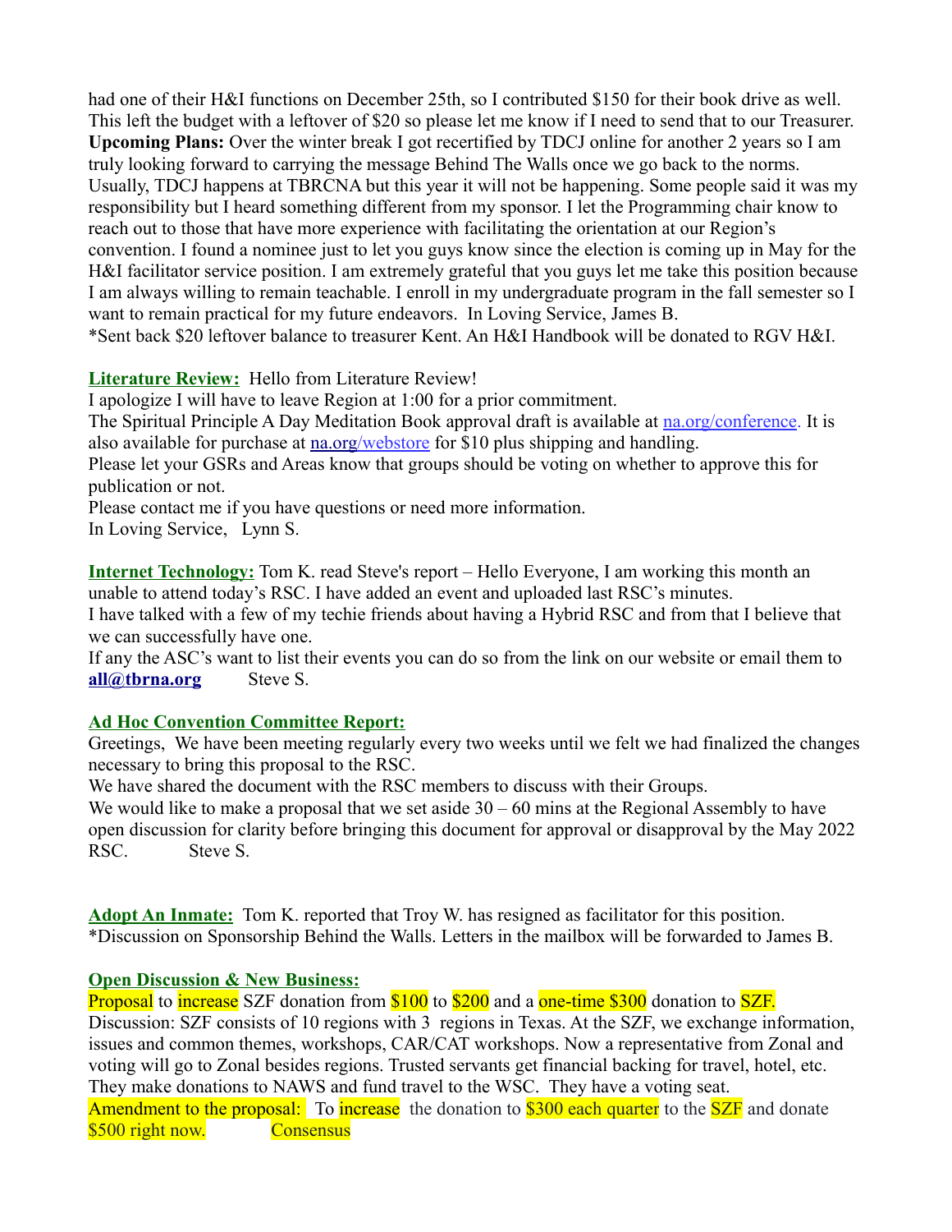had one of their H&I functions on December 25th, so I contributed $150 for their book drive as well. This left the budget with a leftover of $20 so please let me know if I need to send that to our Treasurer. **Upcoming Plans:** Over the winter break I got recertified by TDCJ online for another 2 years so I am truly looking forward to carrying the message Behind The Walls once we go back to the norms. Usually, TDCJ happens at TBRCNA but this year it will not be happening. Some people said it was my responsibility but I heard something different from my sponsor. I let the Programming chair know to reach out to those that have more experience with facilitating the orientation at our Region's convention. I found a nominee just to let you guys know since the election is coming up in May for the H&I facilitator service position. I am extremely grateful that you guys let me take this position because I am always willing to remain teachable. I enroll in my undergraduate program in the fall semester so I want to remain practical for my future endeavors. In Loving Service, James B.
*Sent back $20 leftover balance to treasurer Kent. An H&I Handbook will be donated to RGV H&I.

**Literature Review:** Hello from Literature Review!
I apologize I will have to leave Region at 1:00 for a prior commitment.
The Spiritual Principle A Day Meditation Book approval draft is available at na.org/conference. It is also available for purchase at na.org/webstore for $10 plus shipping and handling.
Please let your GSRs and Areas know that groups should be voting on whether to approve this for publication or not.
Please contact me if you have questions or need more information.
In Loving Service, Lynn S.

**Internet Technology:** Tom K. read Steve's report – Hello Everyone, I am working this month an unable to attend today's RSC. I have added an event and uploaded last RSC's minutes.
I have talked with a few of my techie friends about having a Hybrid RSC and from that I believe that we can successfully have one.
If any the ASC's want to list their events you can do so from the link on our website or email them to **all@tbrna.org** Steve S.

**Ad Hoc Convention Committee Report:**
Greetings, We have been meeting regularly every two weeks until we felt we had finalized the changes necessary to bring this proposal to the RSC.
We have shared the document with the RSC members to discuss with their Groups.
We would like to make a proposal that we set aside 30 – 60 mins at the Regional Assembly to have open discussion for clarity before bringing this document for approval or disapproval by the May 2022 RSC. Steve S.

**Adopt An Inmate:** Tom K. reported that Troy W. has resigned as facilitator for this position.
*Discussion on Sponsorship Behind the Walls. Letters in the mailbox will be forwarded to James B.

**Open Discussion & New Business:**
Proposal to increase SZF donation from $100 to $200 and a one-time $300 donation to SZF.
Discussion: SZF consists of 10 regions with 3 regions in Texas. At the SZF, we exchange information, issues and common themes, workshops, CAR/CAT workshops. Now a representative from Zonal and voting will go to Zonal besides regions. Trusted servants get financial backing for travel, hotel, etc. They make donations to NAWS and fund travel to the WSC. They have a voting seat.
Amendment to the proposal: To increase the donation to $300 each quarter to the SZF and donate $500 right now. Consensus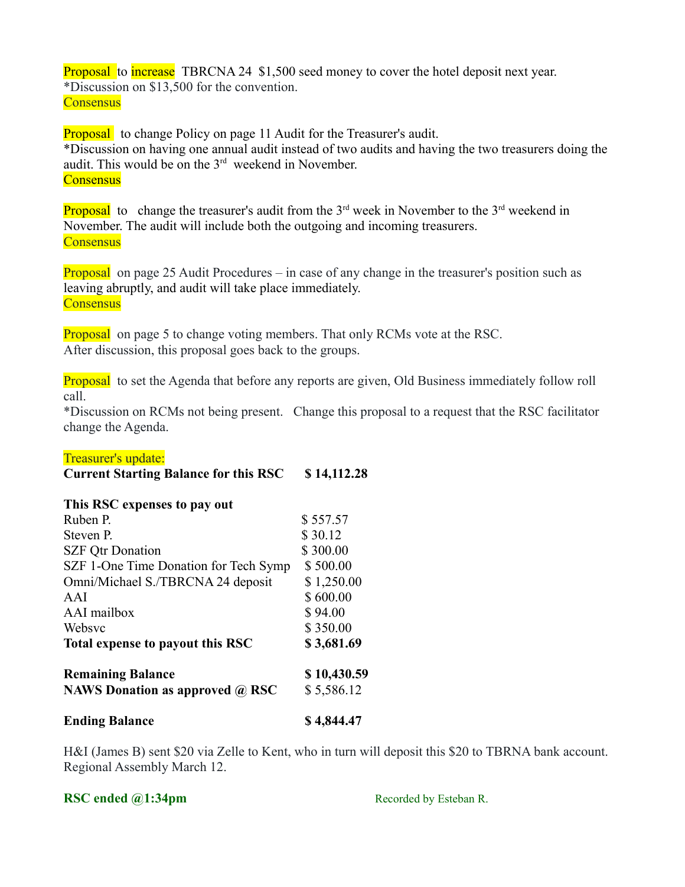Proposal to increase TBRCNA 24 $1,500 seed money to cover the hotel deposit next year.
*Discussion on $13,500 for the convention.
Consensus

Proposal to change Policy on page 11 Audit for the Treasurer's audit.
*Discussion on having one annual audit instead of two audits and having the two treasurers doing the audit. This would be on the 3rd weekend in November.
Consensus

Proposal to change the treasurer's audit from the 3rd week in November to the 3rd weekend in November. The audit will include both the outgoing and incoming treasurers.
Consensus

Proposal on page 25 Audit Procedures – in case of any change in the treasurer's position such as leaving abruptly, and audit will take place immediately.
Consensus

Proposal on page 5 to change voting members. That only RCMs vote at the RSC.
After discussion, this proposal goes back to the groups.

Proposal to set the Agenda that before any reports are given, Old Business immediately follow roll call.
*Discussion on RCMs not being present. Change this proposal to a request that the RSC facilitator change the Agenda.

Treasurer's update:

| | |
|---|---|
| **Current Starting Balance for this RSC** | **$ 14,112.28** |
| | |
| **This RSC expenses to pay out** | |
| Ruben P. | $ 557.57 |
| Steven P. | $ 30.12 |
| SZF Qtr Donation | $ 300.00 |
| SZF 1-One Time Donation for Tech Symp | $ 500.00 |
| Omni/Michael S./TBRCNA 24 deposit | $ 1,250.00 |
| AAI | $ 600.00 |
| AAI mailbox | $ 94.00 |
| Websvc | $ 350.00 |
| **Total expense to payout this RSC** | **$ 3,681.69** |
| | |
| **Remaining Balance** | **$ 10,430.59** |
| **NAWS Donation as approved @ RSC** | $ 5,586.12 |
| | |
| **Ending Balance** | **$ 4,844.47** |

H&I (James B) sent $20 via Zelle to Kent, who in turn will deposit this $20 to TBRNA bank account.
Regional Assembly March 12.

**RSC ended @1:34pm**

Recorded by Esteban R.